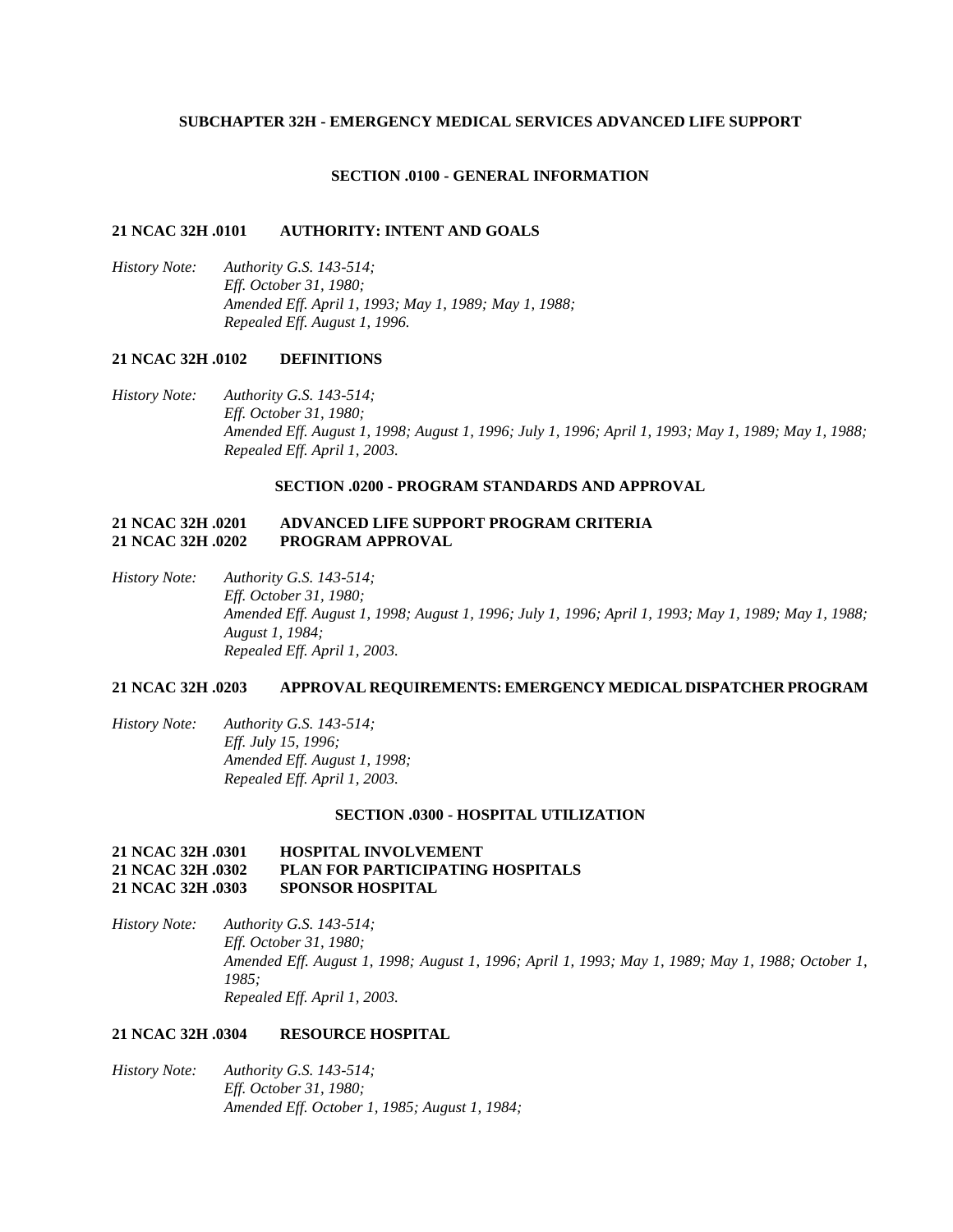## SUBCHAPTER 32H - EMERGENCY MEDICAL SERVICES ADVANCED LIFE SUPPORT

### SECTION .0100 - GENERAL INFORMATION

**21 NCAC 32H .0101 AUTHORITY: INTENT AND GOALS**

*History Note: Authority G.S. 143-514;*
*Eff. October 31, 1980;*
*Amended Eff. April 1, 1993; May 1, 1989; May 1, 1988;*
*Repealed Eff. August 1, 1996.*

**21 NCAC 32H .0102 DEFINITIONS**

*History Note: Authority G.S. 143-514;*
*Eff. October 31, 1980;*
*Amended Eff. August 1, 1998; August 1, 1996; July 1, 1996; April 1, 1993; May 1, 1989; May 1, 1988;*
*Repealed Eff. April 1, 2003.*

### SECTION .0200 - PROGRAM STANDARDS AND APPROVAL

**21 NCAC 32H .0201 ADVANCED LIFE SUPPORT PROGRAM CRITERIA**
**21 NCAC 32H .0202 PROGRAM APPROVAL**

*History Note: Authority G.S. 143-514;*
*Eff. October 31, 1980;*
*Amended Eff. August 1, 1998; August 1, 1996; July 1, 1996; April 1, 1993; May 1, 1989; May 1, 1988; August 1, 1984;*
*Repealed Eff. April 1, 2003.*

**21 NCAC 32H .0203 APPROVAL REQUIREMENTS: EMERGENCY MEDICAL DISPATCHER PROGRAM**

*History Note: Authority G.S. 143-514;*
*Eff. July 15, 1996;*
*Amended Eff. August 1, 1998;*
*Repealed Eff. April 1, 2003.*

### SECTION .0300 - HOSPITAL UTILIZATION

**21 NCAC 32H .0301 HOSPITAL INVOLVEMENT**
**21 NCAC 32H .0302 PLAN FOR PARTICIPATING HOSPITALS**
**21 NCAC 32H .0303 SPONSOR HOSPITAL**

*History Note: Authority G.S. 143-514;*
*Eff. October 31, 1980;*
*Amended Eff. August 1, 1998; August 1, 1996; April 1, 1993; May 1, 1989; May 1, 1988; October 1, 1985;*
*Repealed Eff. April 1, 2003.*

**21 NCAC 32H .0304 RESOURCE HOSPITAL**

*History Note: Authority G.S. 143-514;*
*Eff. October 31, 1980;*
*Amended Eff. October 1, 1985; August 1, 1984;*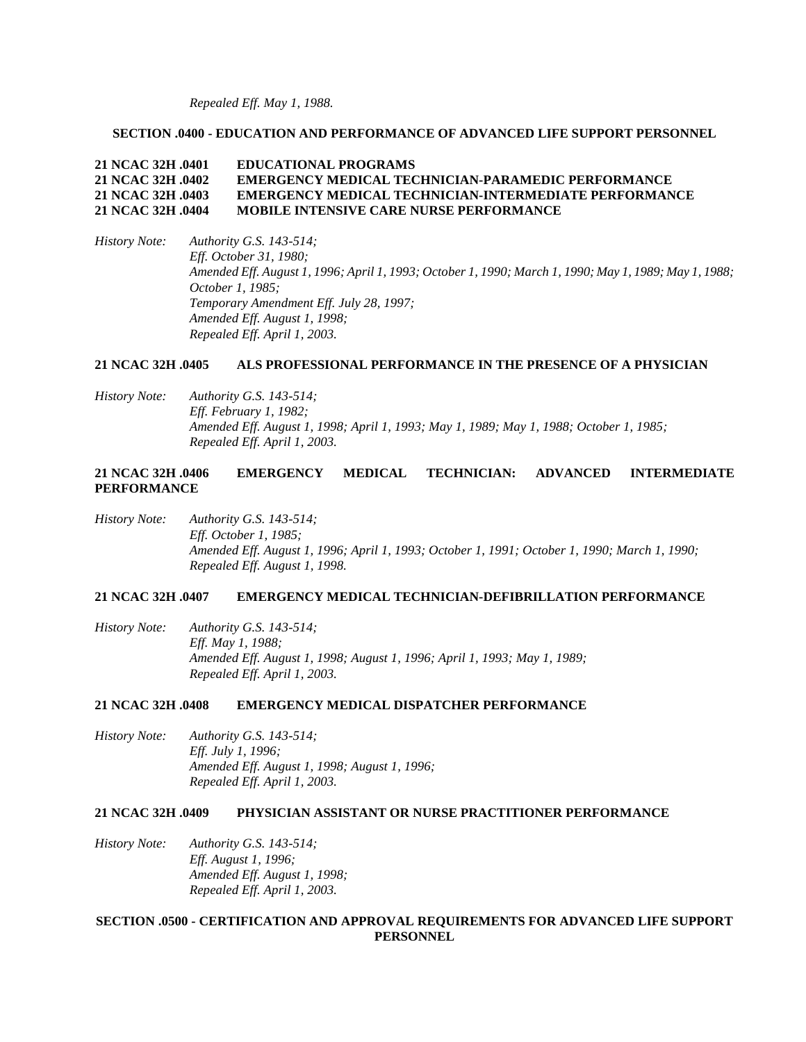*Repealed Eff. May 1, 1988.*

## SECTION .0400 - EDUCATION AND PERFORMANCE OF ADVANCED LIFE SUPPORT PERSONNEL

**21 NCAC 32H .0401 EDUCATIONAL PROGRAMS**
**21 NCAC 32H .0402 EMERGENCY MEDICAL TECHNICIAN-PARAMEDIC PERFORMANCE**
**21 NCAC 32H .0403 EMERGENCY MEDICAL TECHNICIAN-INTERMEDIATE PERFORMANCE**
**21 NCAC 32H .0404 MOBILE INTENSIVE CARE NURSE PERFORMANCE**

*History Note: Authority G.S. 143-514;*
*Eff. October 31, 1980;*
*Amended Eff. August 1, 1996; April 1, 1993; October 1, 1990; March 1, 1990; May 1, 1989; May 1, 1988; October 1, 1985;*
*Temporary Amendment Eff. July 28, 1997;*
*Amended Eff. August 1, 1998;*
*Repealed Eff. April 1, 2003.*

**21 NCAC 32H .0405 ALS PROFESSIONAL PERFORMANCE IN THE PRESENCE OF A PHYSICIAN**

*History Note: Authority G.S. 143-514;*
*Eff. February 1, 1982;*
*Amended Eff. August 1, 1998; April 1, 1993; May 1, 1989; May 1, 1988; October 1, 1985;*
*Repealed Eff. April 1, 2003.*

**21 NCAC 32H .0406 EMERGENCY MEDICAL TECHNICIAN: ADVANCED INTERMEDIATE PERFORMANCE**

*History Note: Authority G.S. 143-514;*
*Eff. October 1, 1985;*
*Amended Eff. August 1, 1996; April 1, 1993; October 1, 1991; October 1, 1990; March 1, 1990;*
*Repealed Eff. August 1, 1998.*

**21 NCAC 32H .0407 EMERGENCY MEDICAL TECHNICIAN-DEFIBRILLATION PERFORMANCE**

*History Note: Authority G.S. 143-514;*
*Eff. May 1, 1988;*
*Amended Eff. August 1, 1998; August 1, 1996; April 1, 1993; May 1, 1989;*
*Repealed Eff. April 1, 2003.*

**21 NCAC 32H .0408 EMERGENCY MEDICAL DISPATCHER PERFORMANCE**

*History Note: Authority G.S. 143-514;*
*Eff. July 1, 1996;*
*Amended Eff. August 1, 1998; August 1, 1996;*
*Repealed Eff. April 1, 2003.*

**21 NCAC 32H .0409 PHYSICIAN ASSISTANT OR NURSE PRACTITIONER PERFORMANCE**

*History Note: Authority G.S. 143-514;*
*Eff. August 1, 1996;*
*Amended Eff. August 1, 1998;*
*Repealed Eff. April 1, 2003.*

## SECTION .0500 - CERTIFICATION AND APPROVAL REQUIREMENTS FOR ADVANCED LIFE SUPPORT PERSONNEL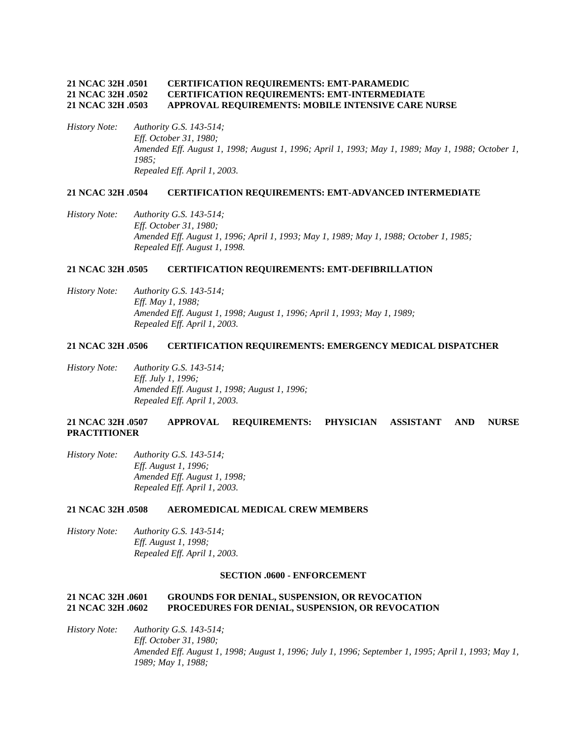**21 NCAC 32H .0501 CERTIFICATION REQUIREMENTS: EMT-PARAMEDIC**
**21 NCAC 32H .0502 CERTIFICATION REQUIREMENTS: EMT-INTERMEDIATE**
**21 NCAC 32H .0503 APPROVAL REQUIREMENTS: MOBILE INTENSIVE CARE NURSE**

*History Note: Authority G.S. 143-514;*
*Eff. October 31, 1980;*
*Amended Eff. August 1, 1998; August 1, 1996; April 1, 1993; May 1, 1989; May 1, 1988; October 1, 1985;*
*Repealed Eff. April 1, 2003.*

**21 NCAC 32H .0504 CERTIFICATION REQUIREMENTS: EMT-ADVANCED INTERMEDIATE**

*History Note: Authority G.S. 143-514;*
*Eff. October 31, 1980;*
*Amended Eff. August 1, 1996; April 1, 1993; May 1, 1989; May 1, 1988; October 1, 1985;*
*Repealed Eff. August 1, 1998.*

**21 NCAC 32H .0505 CERTIFICATION REQUIREMENTS: EMT-DEFIBRILLATION**

*History Note: Authority G.S. 143-514;*
*Eff. May 1, 1988;*
*Amended Eff. August 1, 1998; August 1, 1996; April 1, 1993; May 1, 1989;*
*Repealed Eff. April 1, 2003.*

**21 NCAC 32H .0506 CERTIFICATION REQUIREMENTS: EMERGENCY MEDICAL DISPATCHER**

*History Note: Authority G.S. 143-514;*
*Eff. July 1, 1996;*
*Amended Eff. August 1, 1998; August 1, 1996;*
*Repealed Eff. April 1, 2003.*

**21 NCAC 32H .0507 APPROVAL REQUIREMENTS: PHYSICIAN ASSISTANT AND NURSE PRACTITIONER**

*History Note: Authority G.S. 143-514;*
*Eff. August 1, 1996;*
*Amended Eff. August 1, 1998;*
*Repealed Eff. April 1, 2003.*

**21 NCAC 32H .0508 AEROMEDICAL MEDICAL CREW MEMBERS**

*History Note: Authority G.S. 143-514;*
*Eff. August 1, 1998;*
*Repealed Eff. April 1, 2003.*

## SECTION .0600 - ENFORCEMENT

**21 NCAC 32H .0601 GROUNDS FOR DENIAL, SUSPENSION, OR REVOCATION**
**21 NCAC 32H .0602 PROCEDURES FOR DENIAL, SUSPENSION, OR REVOCATION**

*History Note: Authority G.S. 143-514;*
*Eff. October 31, 1980;*
*Amended Eff. August 1, 1998; August 1, 1996; July 1, 1996; September 1, 1995; April 1, 1993; May 1, 1989; May 1, 1988;*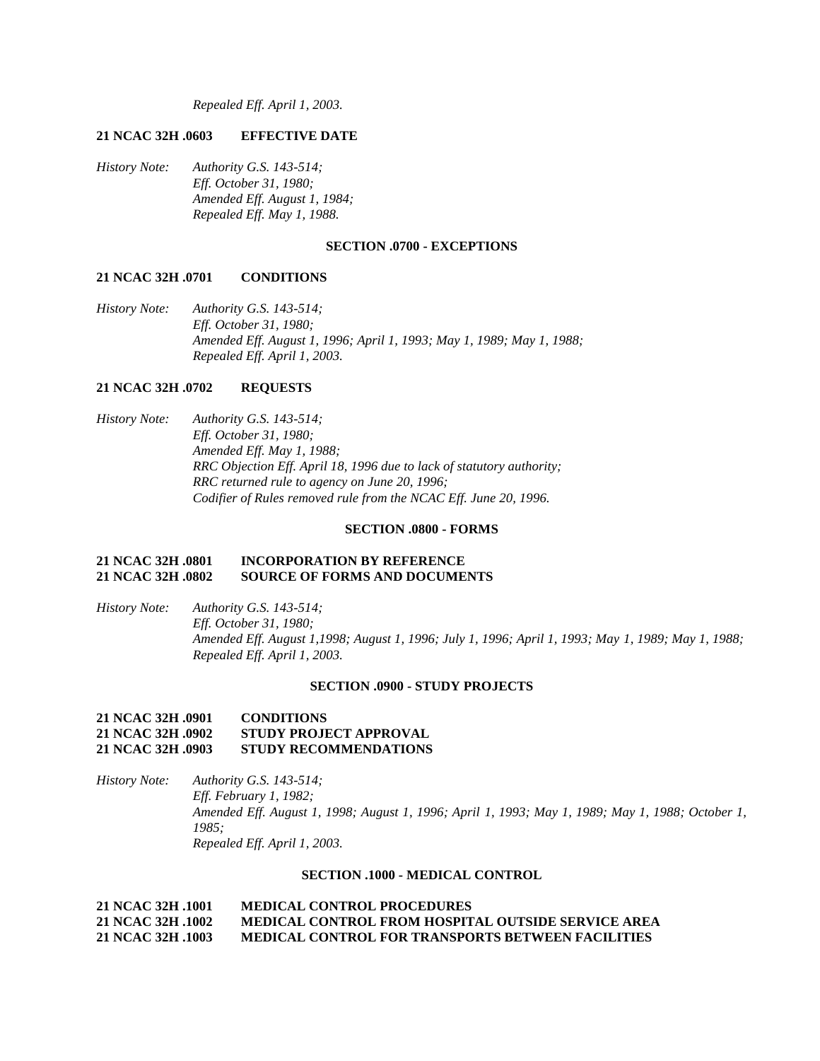*Repealed Eff. April 1, 2003.*

**21 NCAC 32H .0603 EFFECTIVE DATE**

*History Note: Authority G.S. 143-514;*
*Eff. October 31, 1980;*
*Amended Eff. August 1, 1984;*
*Repealed Eff. May 1, 1988.*

## SECTION .0700 - EXCEPTIONS

**21 NCAC 32H .0701 CONDITIONS**

*History Note: Authority G.S. 143-514;*
*Eff. October 31, 1980;*
*Amended Eff. August 1, 1996; April 1, 1993; May 1, 1989; May 1, 1988;*
*Repealed Eff. April 1, 2003.*

**21 NCAC 32H .0702 REQUESTS**

*History Note: Authority G.S. 143-514;*
*Eff. October 31, 1980;*
*Amended Eff. May 1, 1988;*
*RRC Objection Eff. April 18, 1996 due to lack of statutory authority;*
*RRC returned rule to agency on June 20, 1996;*
*Codifier of Rules removed rule from the NCAC Eff. June 20, 1996.*

## SECTION .0800 - FORMS

**21 NCAC 32H .0801 INCORPORATION BY REFERENCE**
**21 NCAC 32H .0802 SOURCE OF FORMS AND DOCUMENTS**

*History Note: Authority G.S. 143-514;*
*Eff. October 31, 1980;*
*Amended Eff. August 1,1998; August 1, 1996; July 1, 1996; April 1, 1993; May 1, 1989; May 1, 1988;*
*Repealed Eff. April 1, 2003.*

## SECTION .0900 - STUDY PROJECTS

**21 NCAC 32H .0901 CONDITIONS**
**21 NCAC 32H .0902 STUDY PROJECT APPROVAL**
**21 NCAC 32H .0903 STUDY RECOMMENDATIONS**

*History Note: Authority G.S. 143-514;*
*Eff. February 1, 1982;*
*Amended Eff. August 1, 1998; August 1, 1996; April 1, 1993; May 1, 1989; May 1, 1988; October 1, 1985;*
*Repealed Eff. April 1, 2003.*

## SECTION .1000 - MEDICAL CONTROL

**21 NCAC 32H .1001 MEDICAL CONTROL PROCEDURES**
**21 NCAC 32H .1002 MEDICAL CONTROL FROM HOSPITAL OUTSIDE SERVICE AREA**
**21 NCAC 32H .1003 MEDICAL CONTROL FOR TRANSPORTS BETWEEN FACILITIES**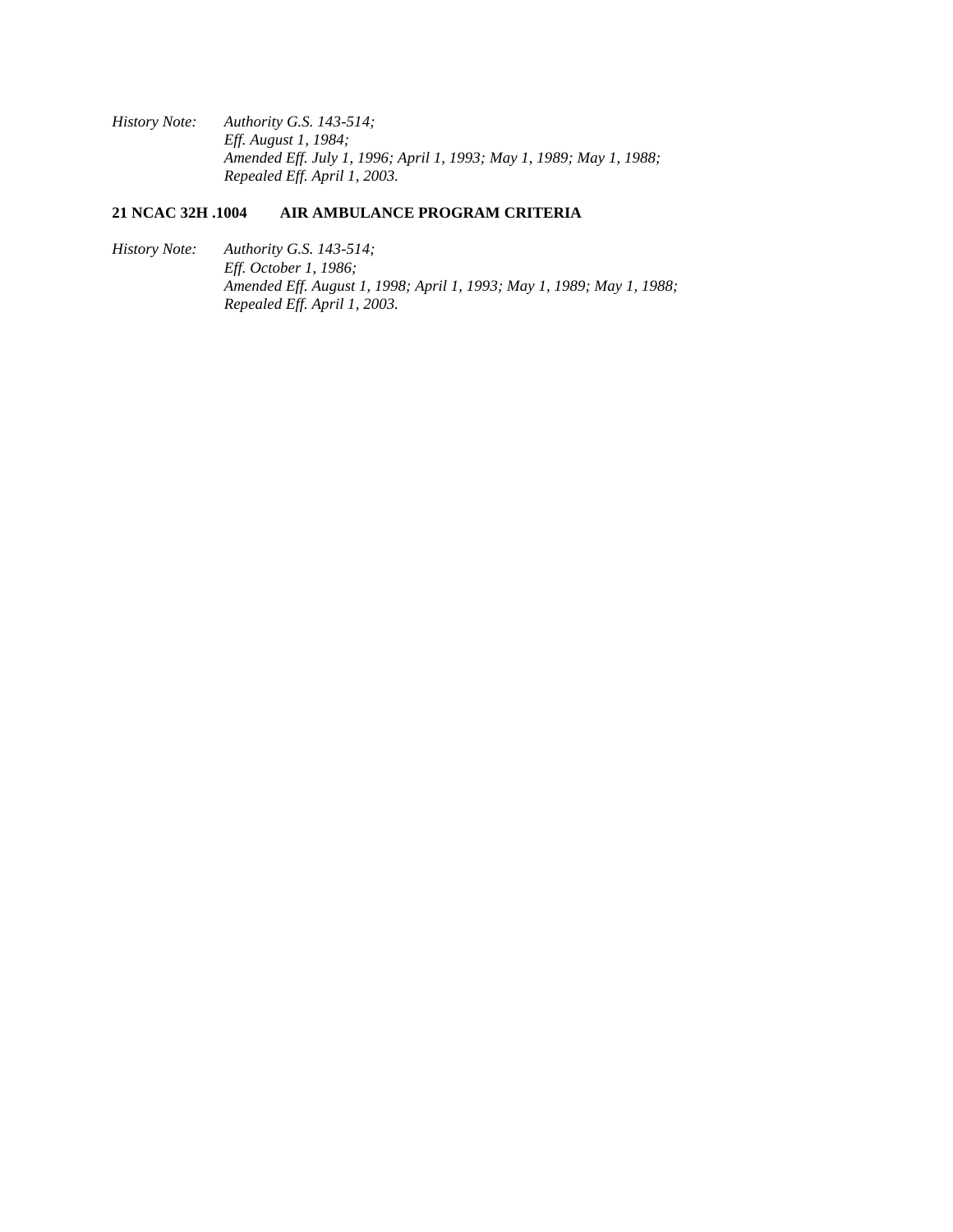*History Note:* *Authority G.S. 143-514;*
*Eff. August 1, 1984;*
*Amended Eff. July 1, 1996; April 1, 1993; May 1, 1989; May 1, 1988;*
*Repealed Eff. April 1, 2003.*

**21 NCAC 32H .1004 AIR AMBULANCE PROGRAM CRITERIA**

*History Note:* *Authority G.S. 143-514;*
*Eff. October 1, 1986;*
*Amended Eff. August 1, 1998; April 1, 1993; May 1, 1989; May 1, 1988;*
*Repealed Eff. April 1, 2003.*